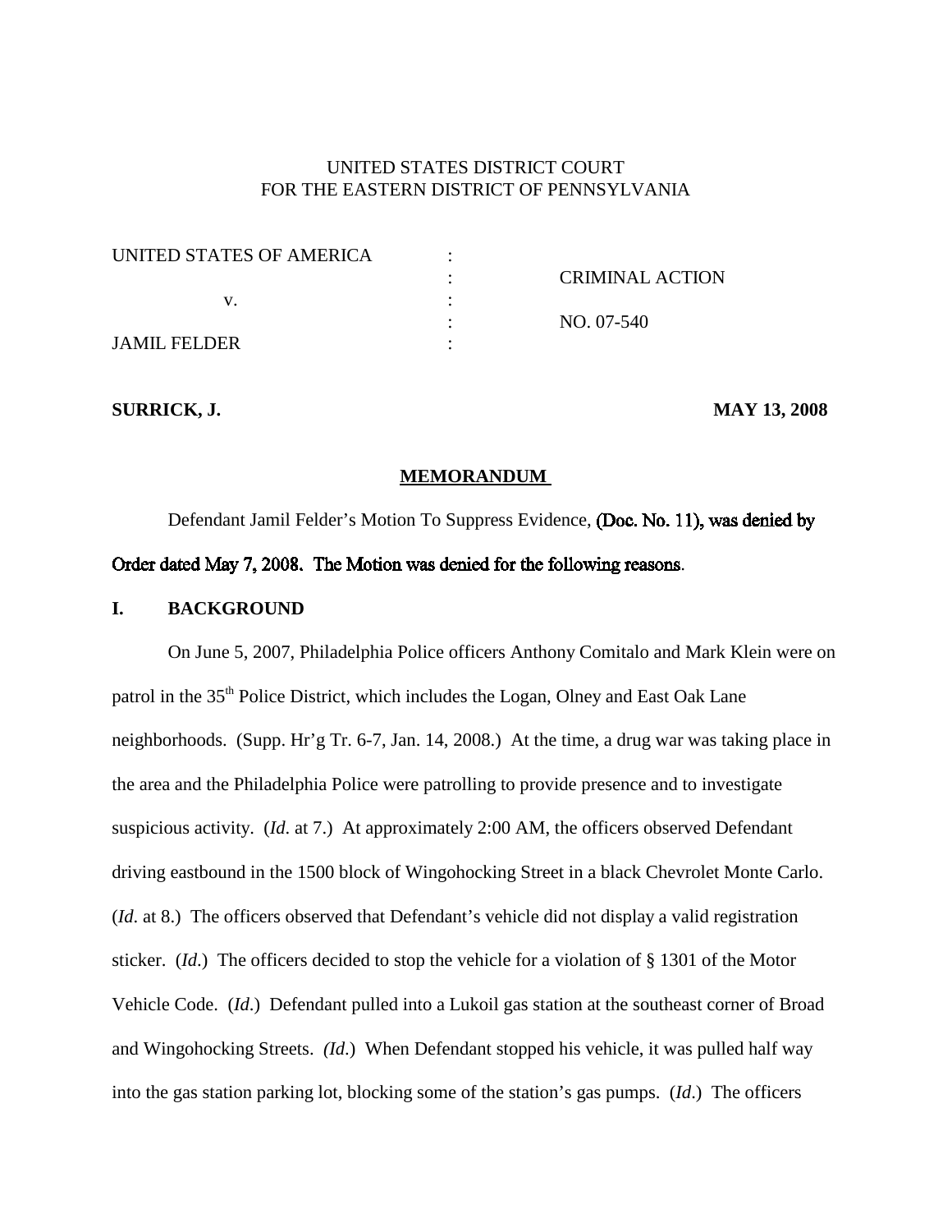UNITED STATES DISTRICT COURT
FOR THE EASTERN DISTRICT OF PENNSYLVANIA

| | | |
|---|---|---|
| UNITED STATES OF AMERICA | : | |
| | : | CRIMINAL ACTION |
| v. | : | |
| | : | NO. 07-540 |
| JAMIL FELDER | : | |

**SURRICK, J.** **MAY 13, 2008**

**MEMORANDUM**

Defendant Jamil Felder's Motion To Suppress Evidence, (Doc. No. 11), was denied by Order dated May 7, 2008. The Motion was denied for the following reasons.

**I. BACKGROUND**

On June 5, 2007, Philadelphia Police officers Anthony Comitalo and Mark Klein were on patrol in the 35th Police District, which includes the Logan, Olney and East Oak Lane neighborhoods. (Supp. Hr'g Tr. 6-7, Jan. 14, 2008.) At the time, a drug war was taking place in the area and the Philadelphia Police were patrolling to provide presence and to investigate suspicious activity. (*Id*. at 7.) At approximately 2:00 AM, the officers observed Defendant driving eastbound in the 1500 block of Wingohocking Street in a black Chevrolet Monte Carlo. (*Id*. at 8.) The officers observed that Defendant's vehicle did not display a valid registration sticker. (*Id*.) The officers decided to stop the vehicle for a violation of § 1301 of the Motor Vehicle Code. (*Id*.) Defendant pulled into a Lukoil gas station at the southeast corner of Broad and Wingohocking Streets. *(Id*.) When Defendant stopped his vehicle, it was pulled half way into the gas station parking lot, blocking some of the station's gas pumps. (*Id*.) The officers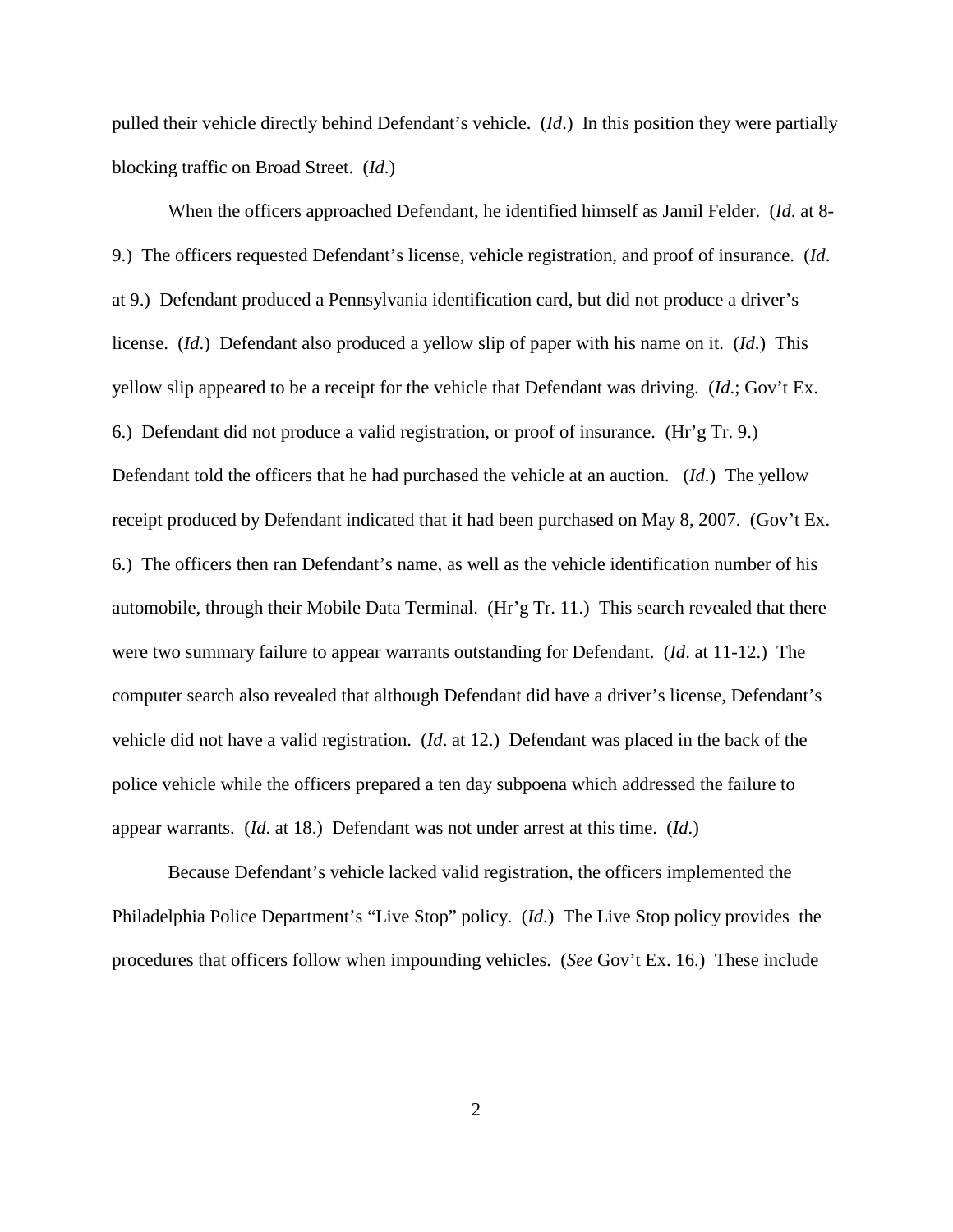pulled their vehicle directly behind Defendant's vehicle. (*Id*.) In this position they were partially blocking traffic on Broad Street. (*Id*.)

When the officers approached Defendant, he identified himself as Jamil Felder. (*Id*. at 8-9.) The officers requested Defendant's license, vehicle registration, and proof of insurance. (*Id*. at 9.) Defendant produced a Pennsylvania identification card, but did not produce a driver's license. (*Id*.) Defendant also produced a yellow slip of paper with his name on it. (*Id*.) This yellow slip appeared to be a receipt for the vehicle that Defendant was driving. (*Id*.; Gov't Ex. 6.) Defendant did not produce a valid registration, or proof of insurance. (Hr'g Tr. 9.) Defendant told the officers that he had purchased the vehicle at an auction. (*Id*.) The yellow receipt produced by Defendant indicated that it had been purchased on May 8, 2007. (Gov't Ex. 6.) The officers then ran Defendant's name, as well as the vehicle identification number of his automobile, through their Mobile Data Terminal. (Hr'g Tr. 11.) This search revealed that there were two summary failure to appear warrants outstanding for Defendant. (*Id*. at 11-12.) The computer search also revealed that although Defendant did have a driver's license, Defendant's vehicle did not have a valid registration. (*Id*. at 12.) Defendant was placed in the back of the police vehicle while the officers prepared a ten day subpoena which addressed the failure to appear warrants. (*Id*. at 18.) Defendant was not under arrest at this time. (*Id*.)

Because Defendant's vehicle lacked valid registration, the officers implemented the Philadelphia Police Department's "Live Stop" policy. (*Id*.) The Live Stop policy provides the procedures that officers follow when impounding vehicles. (*See* Gov't Ex. 16.) These include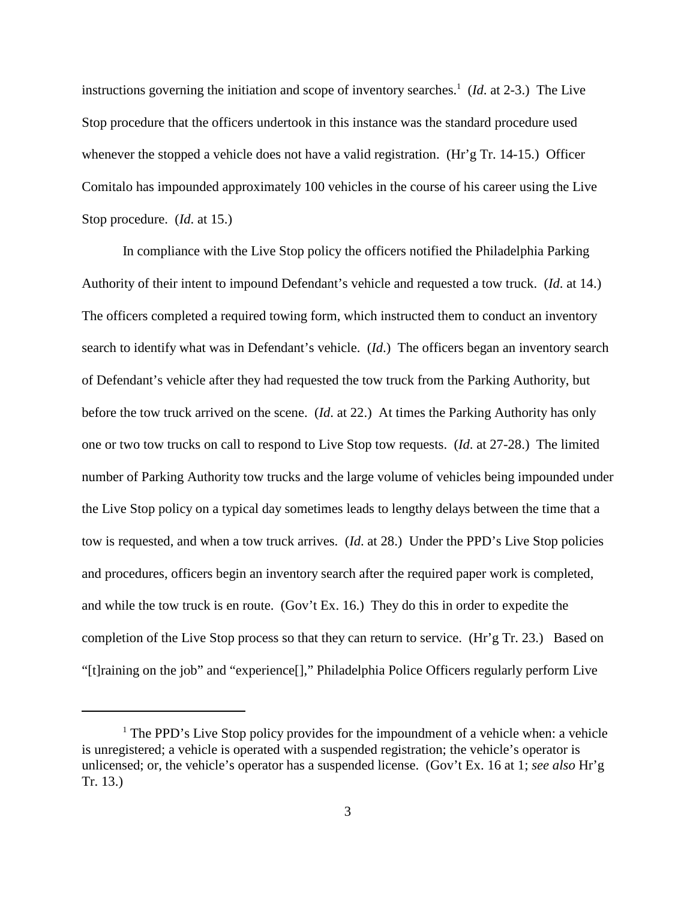instructions governing the initiation and scope of inventory searches.[1] (*Id*. at 2-3.) The Live Stop procedure that the officers undertook in this instance was the standard procedure used whenever the stopped a vehicle does not have a valid registration. (Hr'g Tr. 14-15.) Officer Comitalo has impounded approximately 100 vehicles in the course of his career using the Live Stop procedure. (*Id*. at 15.)

In compliance with the Live Stop policy the officers notified the Philadelphia Parking Authority of their intent to impound Defendant's vehicle and requested a tow truck. (*Id*. at 14.) The officers completed a required towing form, which instructed them to conduct an inventory search to identify what was in Defendant's vehicle. (*Id*.) The officers began an inventory search of Defendant's vehicle after they had requested the tow truck from the Parking Authority, but before the tow truck arrived on the scene. (*Id*. at 22.) At times the Parking Authority has only one or two tow trucks on call to respond to Live Stop tow requests. (*Id*. at 27-28.) The limited number of Parking Authority tow trucks and the large volume of vehicles being impounded under the Live Stop policy on a typical day sometimes leads to lengthy delays between the time that a tow is requested, and when a tow truck arrives. (*Id*. at 28.) Under the PPD's Live Stop policies and procedures, officers begin an inventory search after the required paper work is completed, and while the tow truck is en route. (Gov't Ex. 16.) They do this in order to expedite the completion of the Live Stop process so that they can return to service. (Hr'g Tr. 23.) Based on "[t]raining on the job" and "experience[]," Philadelphia Police Officers regularly perform Live

---

[1] The PPD's Live Stop policy provides for the impoundment of a vehicle when: a vehicle is unregistered; a vehicle is operated with a suspended registration; the vehicle's operator is unlicensed; or, the vehicle's operator has a suspended license. (Gov't Ex. 16 at 1; *see also* Hr'g Tr. 13.)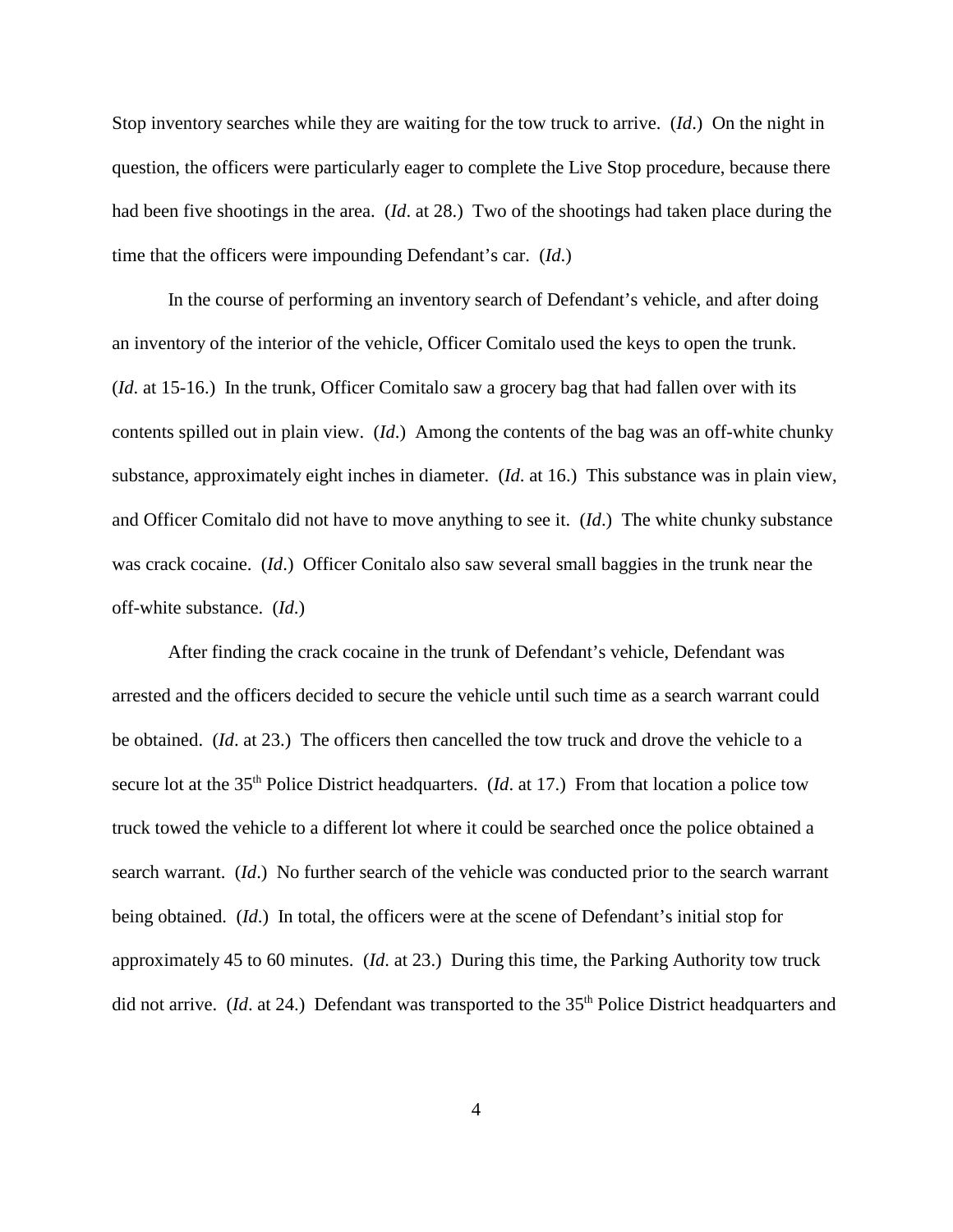Stop inventory searches while they are waiting for the tow truck to arrive. (*Id*.) On the night in question, the officers were particularly eager to complete the Live Stop procedure, because there had been five shootings in the area. (*Id*. at 28.) Two of the shootings had taken place during the time that the officers were impounding Defendant's car. (*Id*.)

In the course of performing an inventory search of Defendant's vehicle, and after doing an inventory of the interior of the vehicle, Officer Comitalo used the keys to open the trunk. (*Id*. at 15-16.) In the trunk, Officer Comitalo saw a grocery bag that had fallen over with its contents spilled out in plain view. (*Id*.) Among the contents of the bag was an off-white chunky substance, approximately eight inches in diameter. (*Id*. at 16.) This substance was in plain view, and Officer Comitalo did not have to move anything to see it. (*Id*.) The white chunky substance was crack cocaine. (*Id*.) Officer Conitalo also saw several small baggies in the trunk near the off-white substance. (*Id*.)

After finding the crack cocaine in the trunk of Defendant's vehicle, Defendant was arrested and the officers decided to secure the vehicle until such time as a search warrant could be obtained. (*Id*. at 23.) The officers then cancelled the tow truck and drove the vehicle to a secure lot at the 35th Police District headquarters. (*Id*. at 17.) From that location a police tow truck towed the vehicle to a different lot where it could be searched once the police obtained a search warrant. (*Id*.) No further search of the vehicle was conducted prior to the search warrant being obtained. (*Id*.) In total, the officers were at the scene of Defendant's initial stop for approximately 45 to 60 minutes. (*Id*. at 23.) During this time, the Parking Authority tow truck did not arrive. (*Id*. at 24.) Defendant was transported to the 35th Police District headquarters and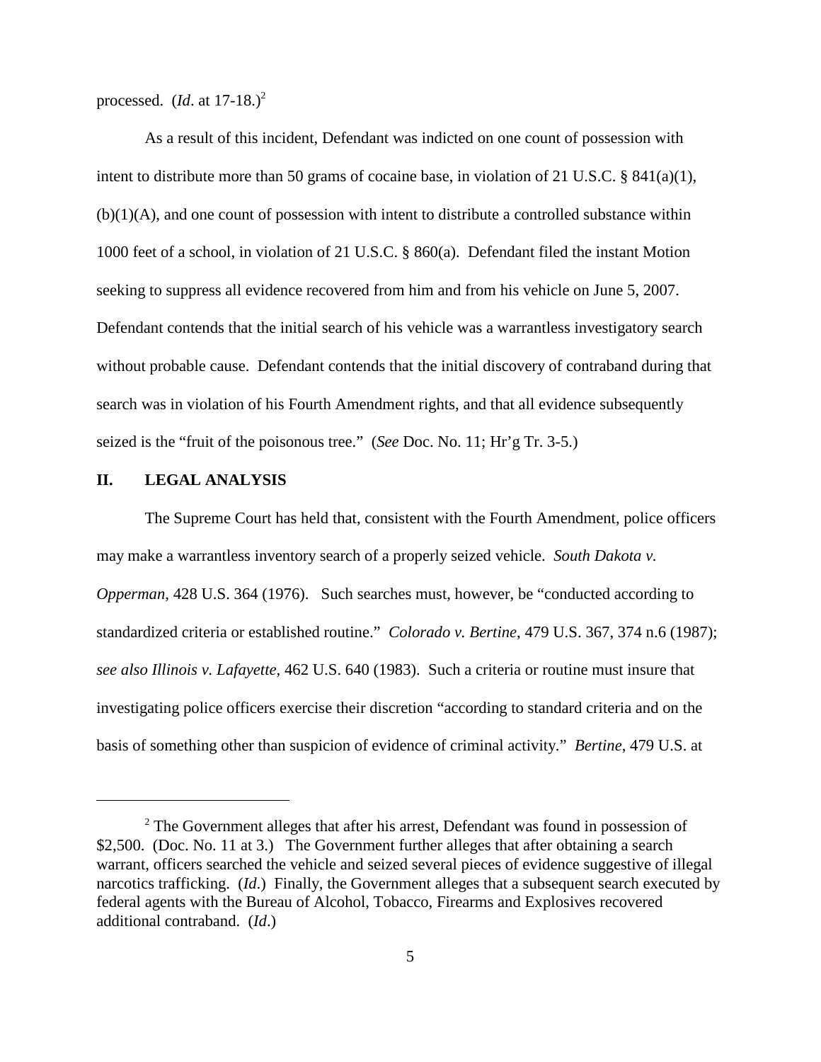processed. (*Id*. at 17-18.)[2]

As a result of this incident, Defendant was indicted on one count of possession with intent to distribute more than 50 grams of cocaine base, in violation of 21 U.S.C. § 841(a)(1), (b)(1)(A), and one count of possession with intent to distribute a controlled substance within 1000 feet of a school, in violation of 21 U.S.C. § 860(a). Defendant filed the instant Motion seeking to suppress all evidence recovered from him and from his vehicle on June 5, 2007. Defendant contends that the initial search of his vehicle was a warrantless investigatory search without probable cause. Defendant contends that the initial discovery of contraband during that search was in violation of his Fourth Amendment rights, and that all evidence subsequently seized is the "fruit of the poisonous tree." (*See* Doc. No. 11; Hr'g Tr. 3-5.)

## II. LEGAL ANALYSIS

The Supreme Court has held that, consistent with the Fourth Amendment, police officers may make a warrantless inventory search of a properly seized vehicle. *South Dakota v. Opperman*, 428 U.S. 364 (1976). Such searches must, however, be "conducted according to standardized criteria or established routine." *Colorado v. Bertine*, 479 U.S. 367, 374 n.6 (1987); *see also Illinois v. Lafayette*, 462 U.S. 640 (1983). Such a criteria or routine must insure that investigating police officers exercise their discretion "according to standard criteria and on the basis of something other than suspicion of evidence of criminal activity." *Bertine*, 479 U.S. at

---

[2] The Government alleges that after his arrest, Defendant was found in possession of $2,500. (Doc. No. 11 at 3.) The Government further alleges that after obtaining a search warrant, officers searched the vehicle and seized several pieces of evidence suggestive of illegal narcotics trafficking. (*Id*.) Finally, the Government alleges that a subsequent search executed by federal agents with the Bureau of Alcohol, Tobacco, Firearms and Explosives recovered additional contraband. (*Id*.)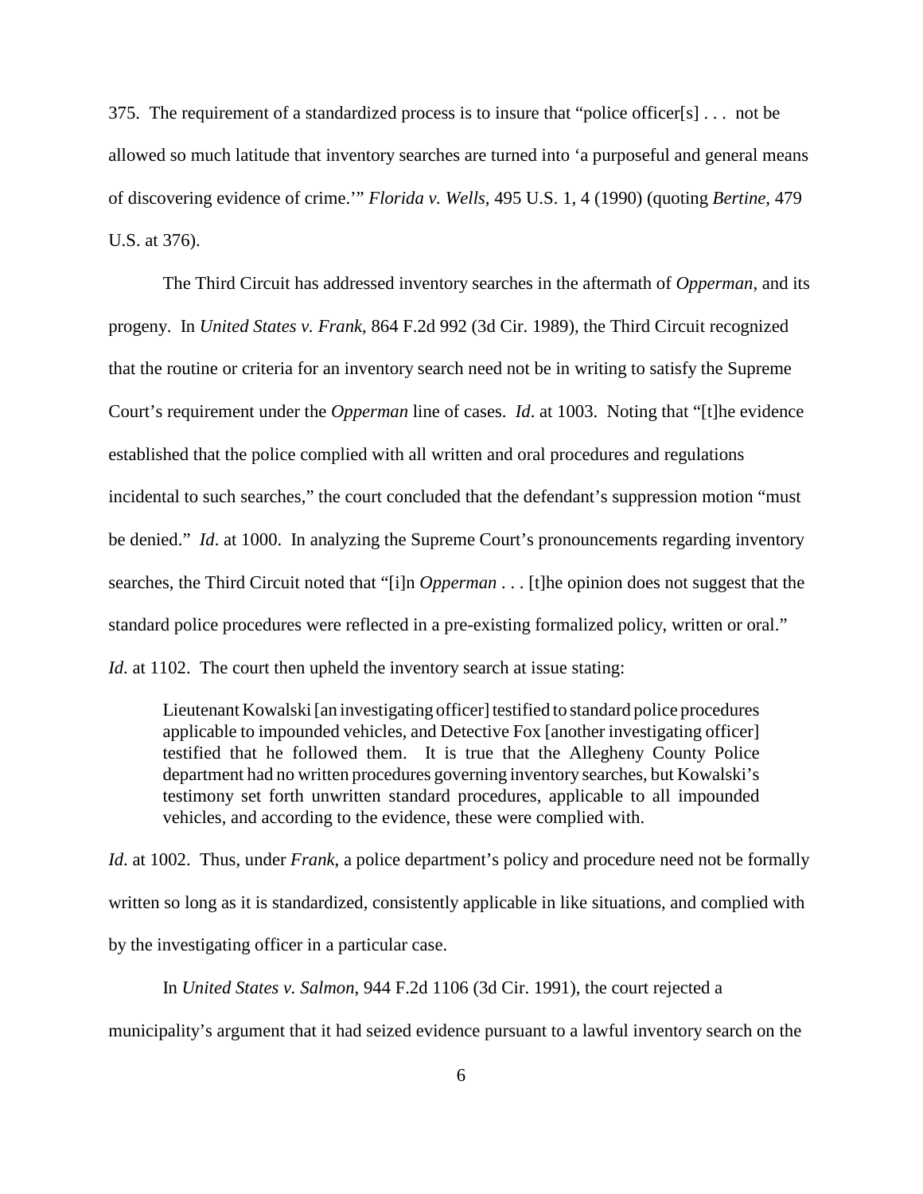375. The requirement of a standardized process is to insure that "police officer[s] . . . not be allowed so much latitude that inventory searches are turned into 'a purposeful and general means of discovering evidence of crime.'" *Florida v. Wells*, 495 U.S. 1, 4 (1990) (quoting *Bertine*, 479 U.S. at 376).

The Third Circuit has addressed inventory searches in the aftermath of *Opperman*, and its progeny. In *United States v. Frank*, 864 F.2d 992 (3d Cir. 1989), the Third Circuit recognized that the routine or criteria for an inventory search need not be in writing to satisfy the Supreme Court's requirement under the *Opperman* line of cases. *Id*. at 1003. Noting that "[t]he evidence established that the police complied with all written and oral procedures and regulations incidental to such searches," the court concluded that the defendant's suppression motion "must be denied." *Id*. at 1000. In analyzing the Supreme Court's pronouncements regarding inventory searches, the Third Circuit noted that "[i]n *Opperman* . . . [t]he opinion does not suggest that the standard police procedures were reflected in a pre-existing formalized policy, written or oral." *Id*. at 1102. The court then upheld the inventory search at issue stating:

> Lieutenant Kowalski [an investigating officer] testified to standard police procedures applicable to impounded vehicles, and Detective Fox [another investigating officer] testified that he followed them. It is true that the Allegheny County Police department had no written procedures governing inventory searches, but Kowalski's testimony set forth unwritten standard procedures, applicable to all impounded vehicles, and according to the evidence, these were complied with.

*Id*. at 1002. Thus, under *Frank*, a police department's policy and procedure need not be formally written so long as it is standardized, consistently applicable in like situations, and complied with by the investigating officer in a particular case.

In *United States v. Salmon*, 944 F.2d 1106 (3d Cir. 1991), the court rejected a municipality's argument that it had seized evidence pursuant to a lawful inventory search on the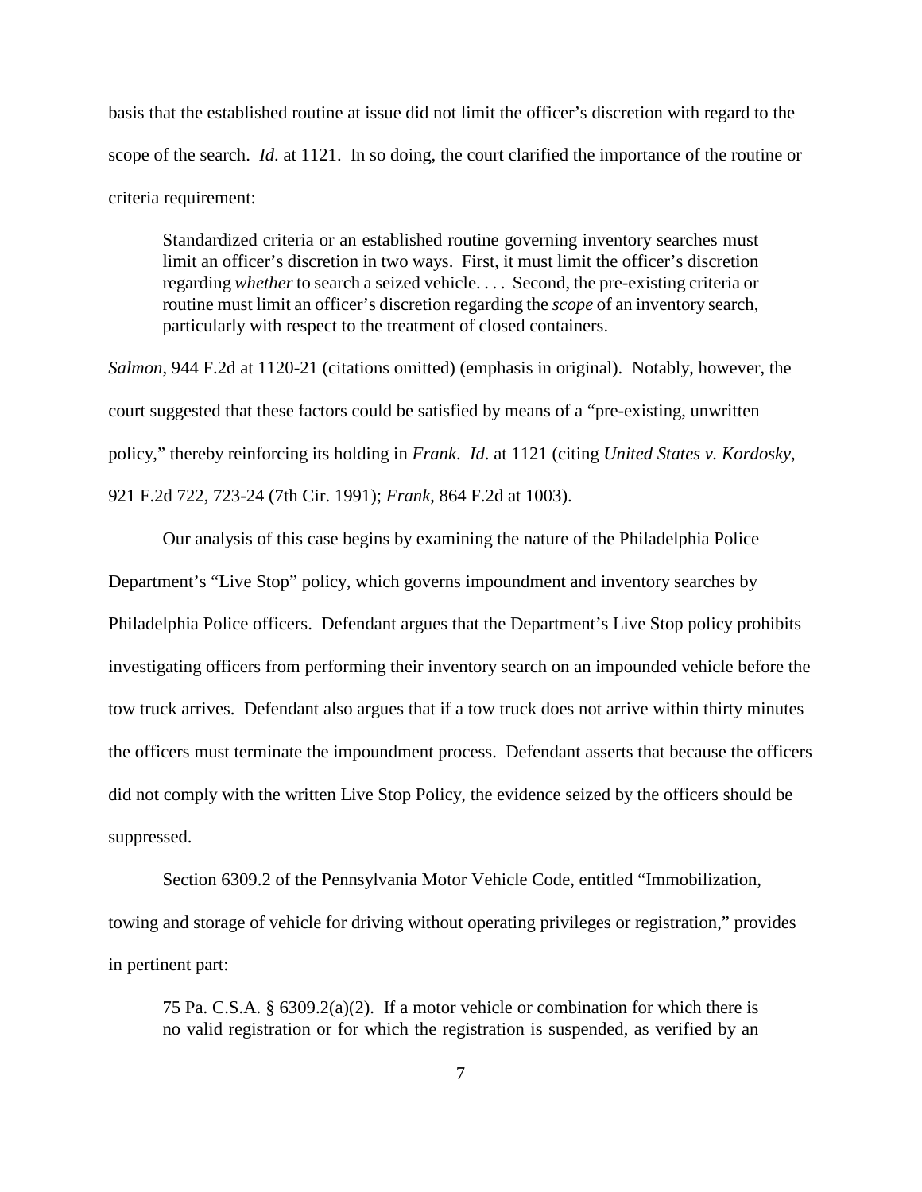basis that the established routine at issue did not limit the officer's discretion with regard to the scope of the search. *Id*. at 1121. In so doing, the court clarified the importance of the routine or criteria requirement:

> Standardized criteria or an established routine governing inventory searches must limit an officer's discretion in two ways. First, it must limit the officer's discretion regarding *whether* to search a seized vehicle. . . . Second, the pre-existing criteria or routine must limit an officer's discretion regarding the *scope* of an inventory search, particularly with respect to the treatment of closed containers.

*Salmon*, 944 F.2d at 1120-21 (citations omitted) (emphasis in original). Notably, however, the court suggested that these factors could be satisfied by means of a "pre-existing, unwritten policy," thereby reinforcing its holding in *Frank*. *Id*. at 1121 (citing *United States v. Kordosky*, 921 F.2d 722, 723-24 (7th Cir. 1991); *Frank*, 864 F.2d at 1003).

Our analysis of this case begins by examining the nature of the Philadelphia Police Department's "Live Stop" policy, which governs impoundment and inventory searches by Philadelphia Police officers. Defendant argues that the Department's Live Stop policy prohibits investigating officers from performing their inventory search on an impounded vehicle before the tow truck arrives. Defendant also argues that if a tow truck does not arrive within thirty minutes the officers must terminate the impoundment process. Defendant asserts that because the officers did not comply with the written Live Stop Policy, the evidence seized by the officers should be suppressed.

Section 6309.2 of the Pennsylvania Motor Vehicle Code, entitled "Immobilization, towing and storage of vehicle for driving without operating privileges or registration," provides in pertinent part:

> 75 Pa. C.S.A. § 6309.2(a)(2). If a motor vehicle or combination for which there is no valid registration or for which the registration is suspended, as verified by an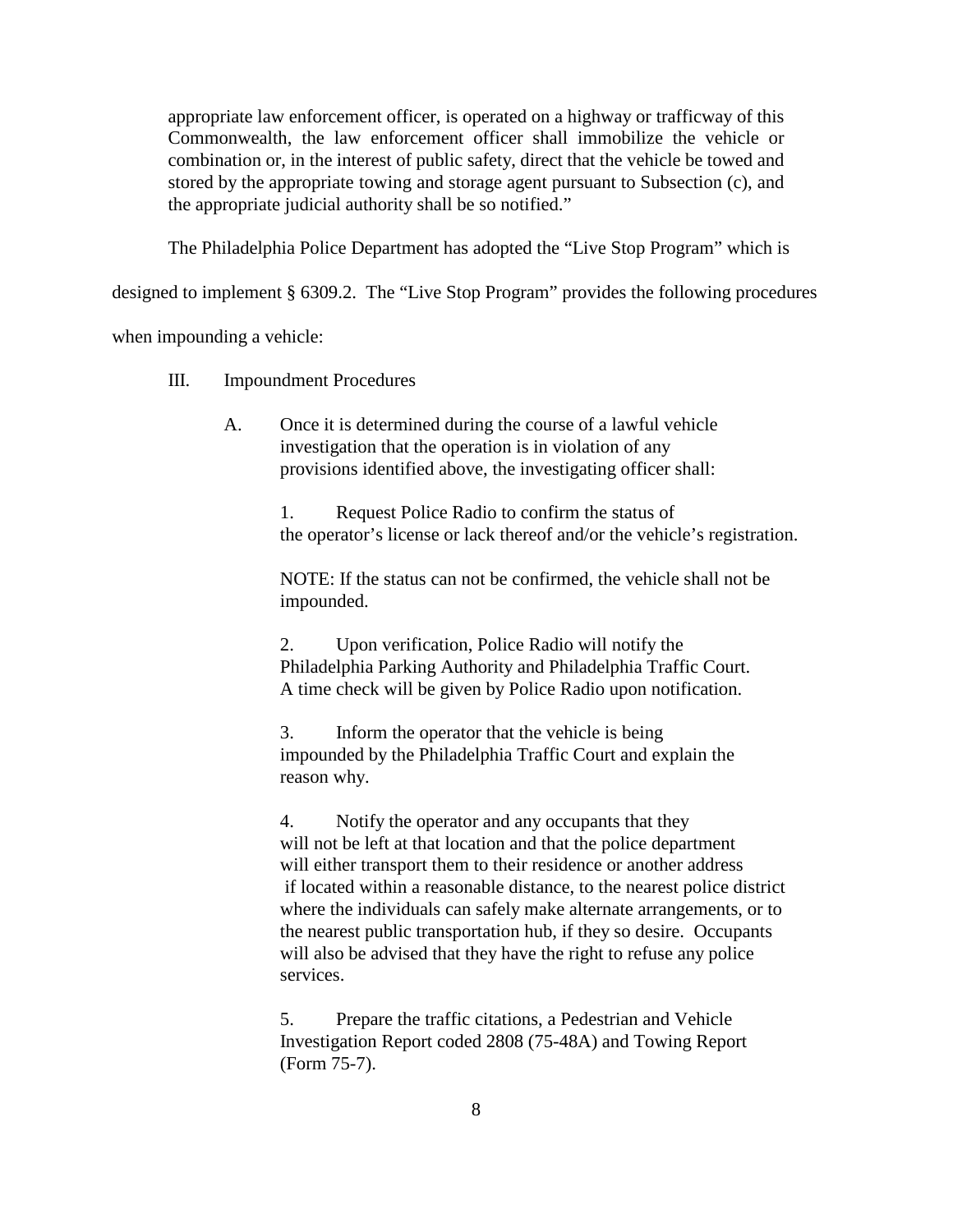> appropriate law enforcement officer, is operated on a highway or trafficway of this Commonwealth, the law enforcement officer shall immobilize the vehicle or combination or, in the interest of public safety, direct that the vehicle be towed and stored by the appropriate towing and storage agent pursuant to Subsection (c), and the appropriate judicial authority shall be so notified."

The Philadelphia Police Department has adopted the "Live Stop Program" which is designed to implement § 6309.2. The "Live Stop Program" provides the following procedures when impounding a vehicle:

> III. Impoundment Procedures
>
> A. Once it is determined during the course of a lawful vehicle investigation that the operation is in violation of any provisions identified above, the investigating officer shall:
>
> 1. Request Police Radio to confirm the status of the operator's license or lack thereof and/or the vehicle's registration.
>
> NOTE: If the status can not be confirmed, the vehicle shall not be impounded.
>
> 2. Upon verification, Police Radio will notify the Philadelphia Parking Authority and Philadelphia Traffic Court. A time check will be given by Police Radio upon notification.
>
> 3. Inform the operator that the vehicle is being impounded by the Philadelphia Traffic Court and explain the reason why.
>
> 4. Notify the operator and any occupants that they will not be left at that location and that the police department will either transport them to their residence or another address if located within a reasonable distance, to the nearest police district where the individuals can safely make alternate arrangements, or to the nearest public transportation hub, if they so desire. Occupants will also be advised that they have the right to refuse any police services.
>
> 5. Prepare the traffic citations, a Pedestrian and Vehicle Investigation Report coded 2808 (75-48A) and Towing Report (Form 75-7).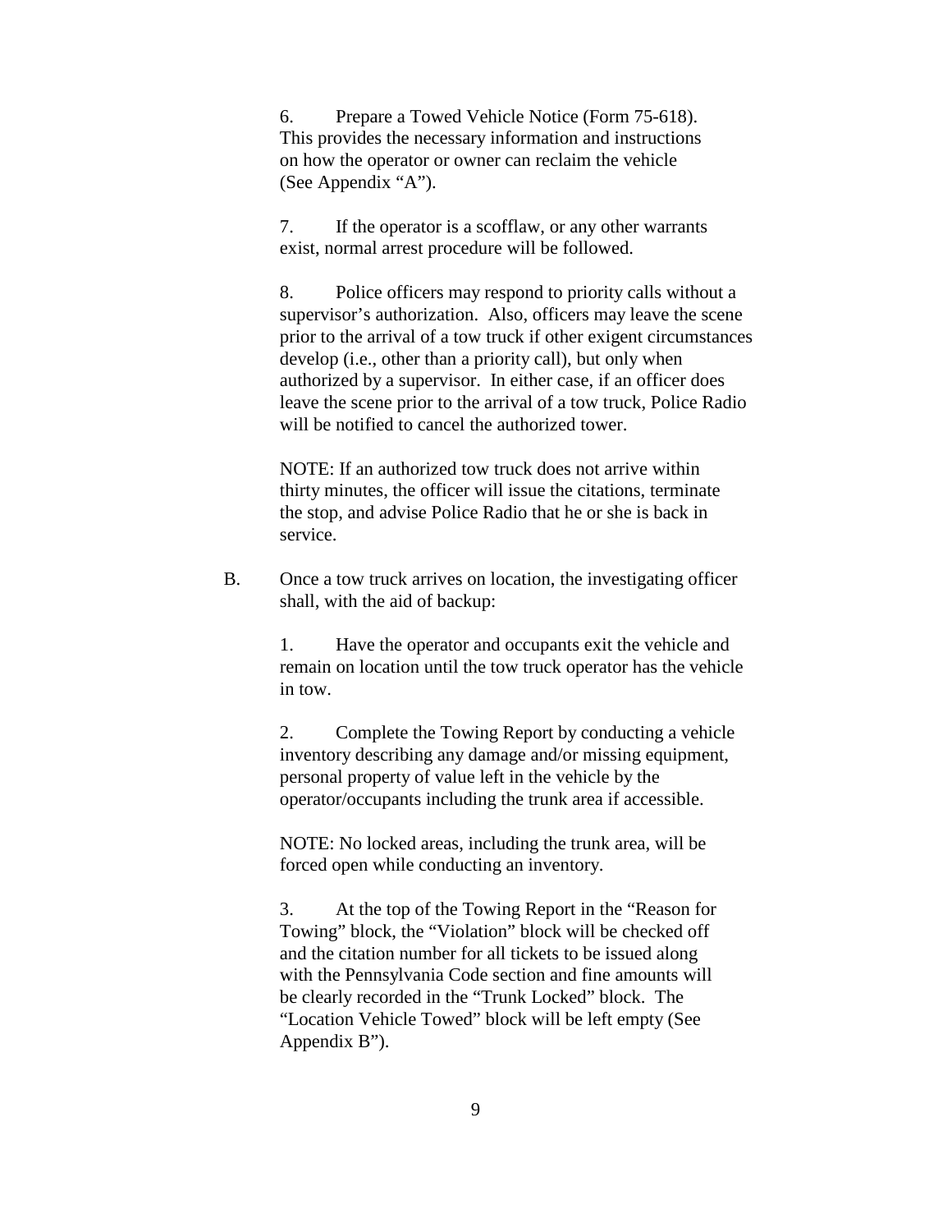6. Prepare a Towed Vehicle Notice (Form 75-618). This provides the necessary information and instructions on how the operator or owner can reclaim the vehicle (See Appendix "A").

7. If the operator is a scofflaw, or any other warrants exist, normal arrest procedure will be followed.

8. Police officers may respond to priority calls without a supervisor's authorization. Also, officers may leave the scene prior to the arrival of a tow truck if other exigent circumstances develop (i.e., other than a priority call), but only when authorized by a supervisor. In either case, if an officer does leave the scene prior to the arrival of a tow truck, Police Radio will be notified to cancel the authorized tower.

NOTE: If an authorized tow truck does not arrive within thirty minutes, the officer will issue the citations, terminate the stop, and advise Police Radio that he or she is back in service.

B. Once a tow truck arrives on location, the investigating officer shall, with the aid of backup:

1. Have the operator and occupants exit the vehicle and remain on location until the tow truck operator has the vehicle in tow.

2. Complete the Towing Report by conducting a vehicle inventory describing any damage and/or missing equipment, personal property of value left in the vehicle by the operator/occupants including the trunk area if accessible.

NOTE: No locked areas, including the trunk area, will be forced open while conducting an inventory.

3. At the top of the Towing Report in the "Reason for Towing" block, the "Violation" block will be checked off and the citation number for all tickets to be issued along with the Pennsylvania Code section and fine amounts will be clearly recorded in the "Trunk Locked" block. The "Location Vehicle Towed" block will be left empty (See Appendix B").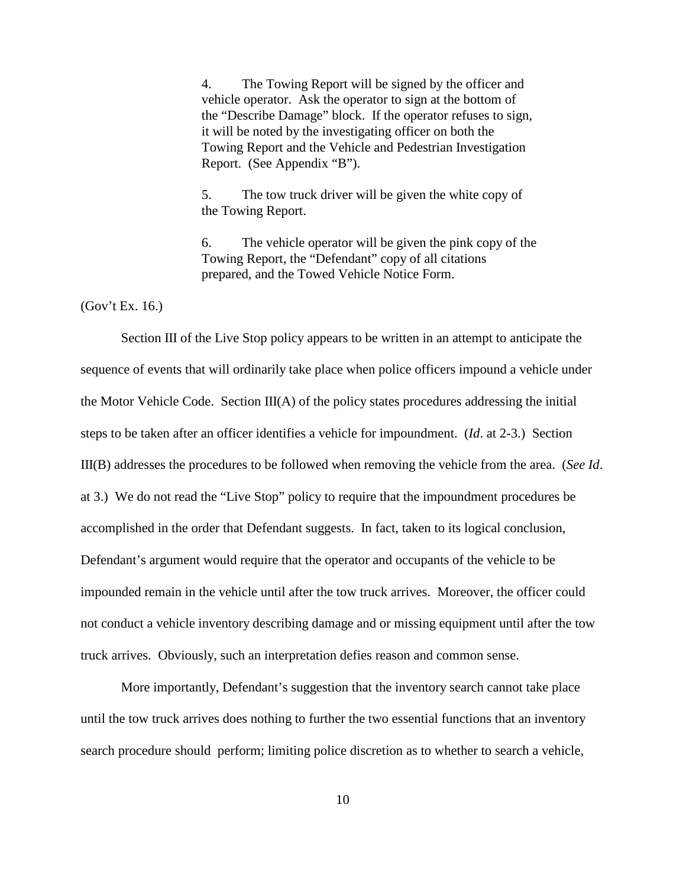> 4. The Towing Report will be signed by the officer and vehicle operator. Ask the operator to sign at the bottom of the "Describe Damage" block. If the operator refuses to sign, it will be noted by the investigating officer on both the Towing Report and the Vehicle and Pedestrian Investigation Report. (See Appendix "B").
>
> 5. The tow truck driver will be given the white copy of the Towing Report.
>
> 6. The vehicle operator will be given the pink copy of the Towing Report, the "Defendant" copy of all citations prepared, and the Towed Vehicle Notice Form.

(Gov't Ex. 16.)

Section III of the Live Stop policy appears to be written in an attempt to anticipate the sequence of events that will ordinarily take place when police officers impound a vehicle under the Motor Vehicle Code. Section III(A) of the policy states procedures addressing the initial steps to be taken after an officer identifies a vehicle for impoundment. (*Id*. at 2-3.) Section III(B) addresses the procedures to be followed when removing the vehicle from the area. (*See Id*. at 3.) We do not read the "Live Stop" policy to require that the impoundment procedures be accomplished in the order that Defendant suggests. In fact, taken to its logical conclusion, Defendant's argument would require that the operator and occupants of the vehicle to be impounded remain in the vehicle until after the tow truck arrives. Moreover, the officer could not conduct a vehicle inventory describing damage and or missing equipment until after the tow truck arrives. Obviously, such an interpretation defies reason and common sense.

More importantly, Defendant's suggestion that the inventory search cannot take place until the tow truck arrives does nothing to further the two essential functions that an inventory search procedure should perform; limiting police discretion as to whether to search a vehicle,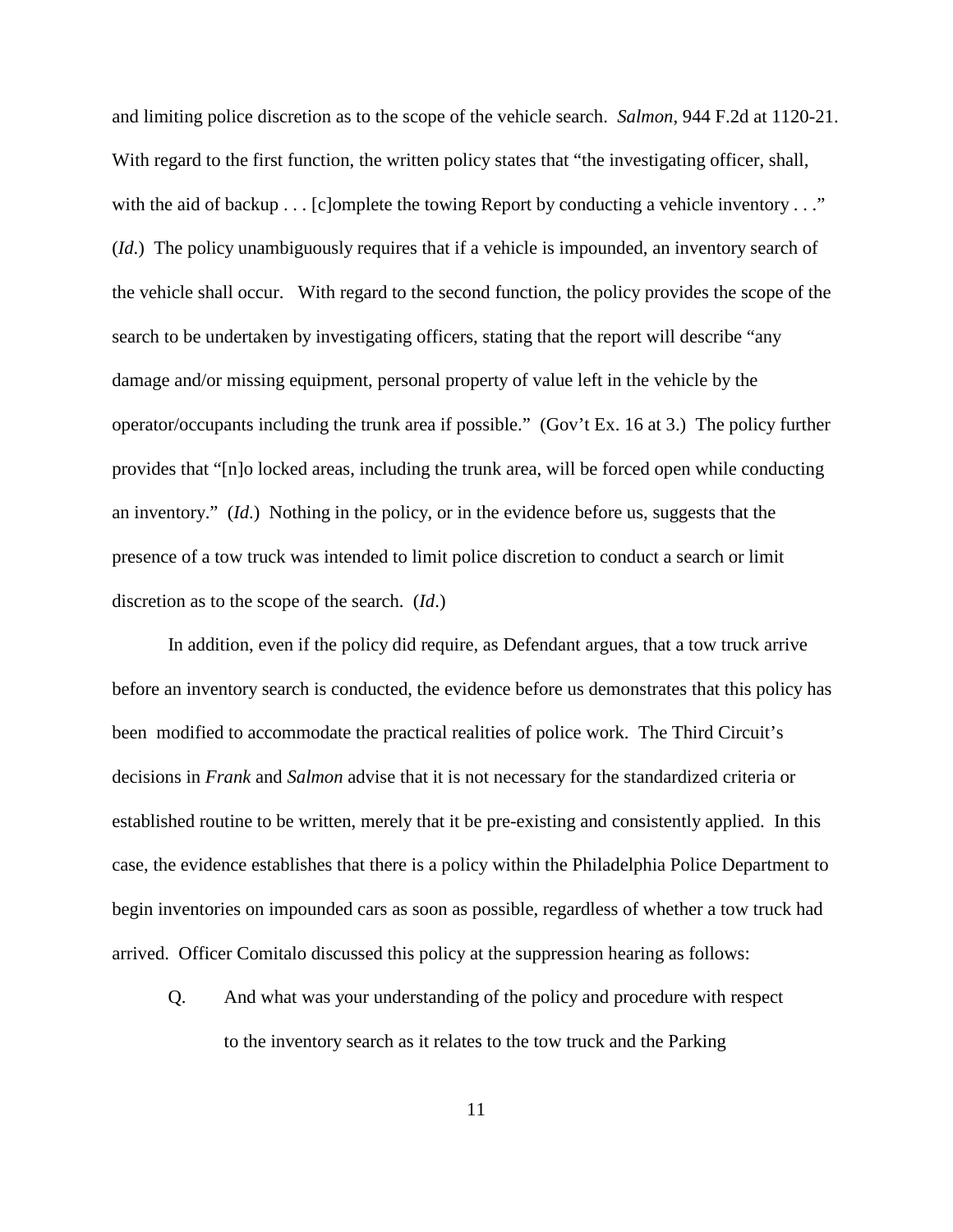and limiting police discretion as to the scope of the vehicle search. *Salmon*, 944 F.2d at 1120-21. With regard to the first function, the written policy states that "the investigating officer, shall, with the aid of backup . . . [c]omplete the towing Report by conducting a vehicle inventory . . ." (*Id*.) The policy unambiguously requires that if a vehicle is impounded, an inventory search of the vehicle shall occur. With regard to the second function, the policy provides the scope of the search to be undertaken by investigating officers, stating that the report will describe "any damage and/or missing equipment, personal property of value left in the vehicle by the operator/occupants including the trunk area if possible." (Gov't Ex. 16 at 3.) The policy further provides that "[n]o locked areas, including the trunk area, will be forced open while conducting an inventory." (*Id*.) Nothing in the policy, or in the evidence before us, suggests that the presence of a tow truck was intended to limit police discretion to conduct a search or limit discretion as to the scope of the search. (*Id*.)

In addition, even if the policy did require, as Defendant argues, that a tow truck arrive before an inventory search is conducted, the evidence before us demonstrates that this policy has been modified to accommodate the practical realities of police work. The Third Circuit's decisions in *Frank* and *Salmon* advise that it is not necessary for the standardized criteria or established routine to be written, merely that it be pre-existing and consistently applied. In this case, the evidence establishes that there is a policy within the Philadelphia Police Department to begin inventories on impounded cars as soon as possible, regardless of whether a tow truck had arrived. Officer Comitalo discussed this policy at the suppression hearing as follows:

> Q. And what was your understanding of the policy and procedure with respect to the inventory search as it relates to the tow truck and the Parking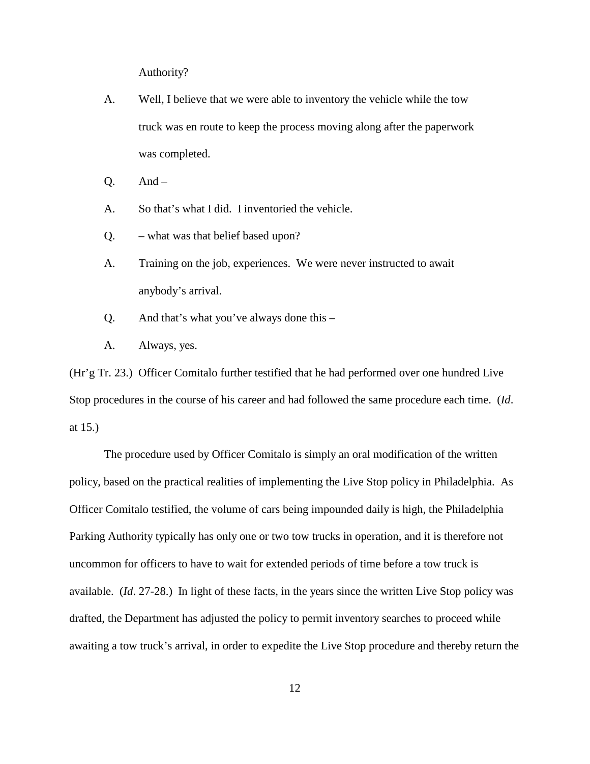Authority?

A. Well, I believe that we were able to inventory the vehicle while the tow truck was en route to keep the process moving along after the paperwork was completed.

Q. And –

A. So that's what I did. I inventoried the vehicle.

Q. – what was that belief based upon?

A. Training on the job, experiences. We were never instructed to await anybody's arrival.

Q. And that's what you've always done this –

A. Always, yes.

(Hr'g Tr. 23.) Officer Comitalo further testified that he had performed over one hundred Live Stop procedures in the course of his career and had followed the same procedure each time. (*Id*. at 15.)

The procedure used by Officer Comitalo is simply an oral modification of the written policy, based on the practical realities of implementing the Live Stop policy in Philadelphia. As Officer Comitalo testified, the volume of cars being impounded daily is high, the Philadelphia Parking Authority typically has only one or two tow trucks in operation, and it is therefore not uncommon for officers to have to wait for extended periods of time before a tow truck is available. (*Id*. 27-28.) In light of these facts, in the years since the written Live Stop policy was drafted, the Department has adjusted the policy to permit inventory searches to proceed while awaiting a tow truck's arrival, in order to expedite the Live Stop procedure and thereby return the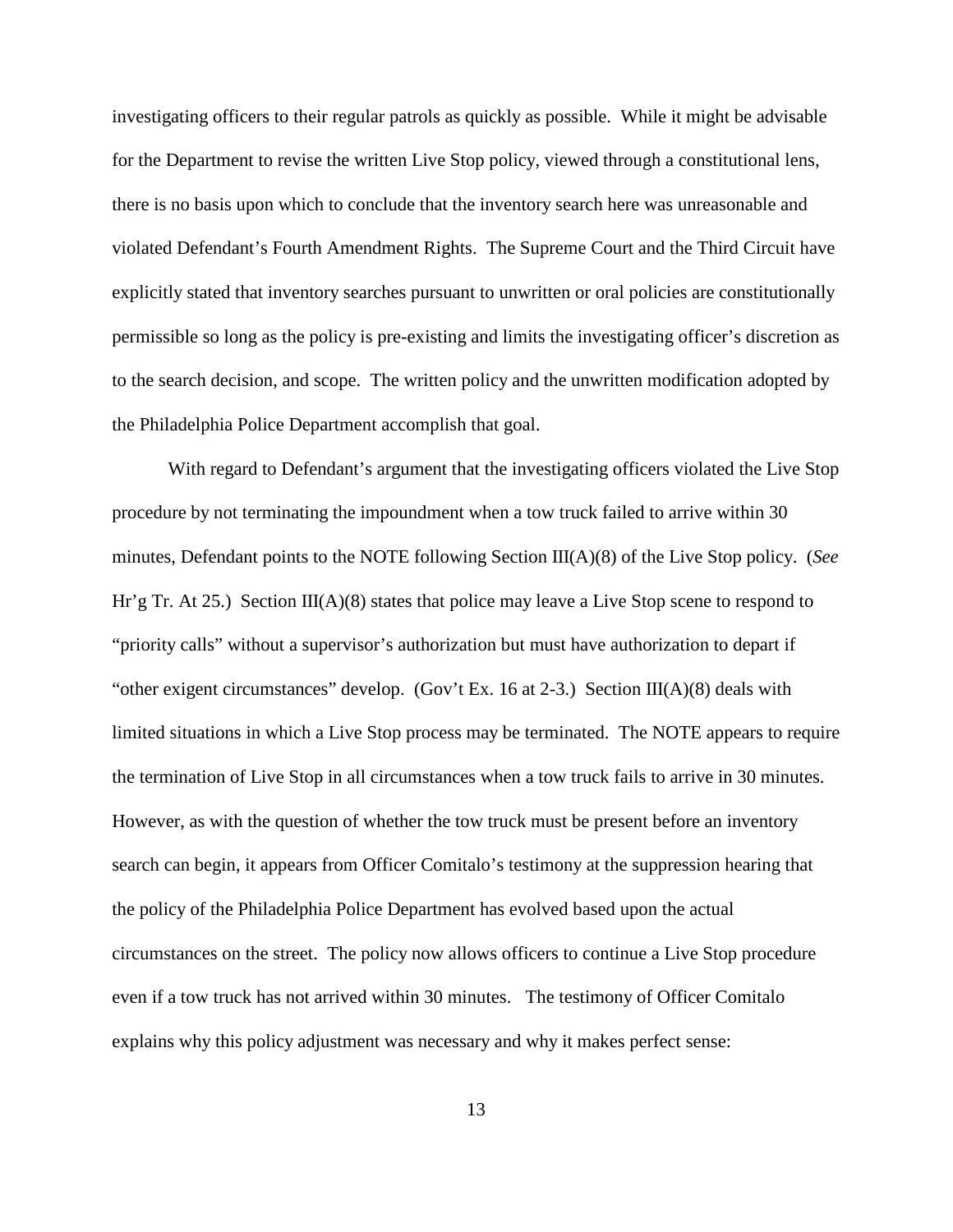investigating officers to their regular patrols as quickly as possible. While it might be advisable for the Department to revise the written Live Stop policy, viewed through a constitutional lens, there is no basis upon which to conclude that the inventory search here was unreasonable and violated Defendant's Fourth Amendment Rights. The Supreme Court and the Third Circuit have explicitly stated that inventory searches pursuant to unwritten or oral policies are constitutionally permissible so long as the policy is pre-existing and limits the investigating officer's discretion as to the search decision, and scope. The written policy and the unwritten modification adopted by the Philadelphia Police Department accomplish that goal.

With regard to Defendant's argument that the investigating officers violated the Live Stop procedure by not terminating the impoundment when a tow truck failed to arrive within 30 minutes, Defendant points to the NOTE following Section III(A)(8) of the Live Stop policy. (*See* Hr'g Tr. At 25.) Section III(A)(8) states that police may leave a Live Stop scene to respond to "priority calls" without a supervisor's authorization but must have authorization to depart if "other exigent circumstances" develop. (Gov't Ex. 16 at 2-3.) Section III(A)(8) deals with limited situations in which a Live Stop process may be terminated. The NOTE appears to require the termination of Live Stop in all circumstances when a tow truck fails to arrive in 30 minutes. However, as with the question of whether the tow truck must be present before an inventory search can begin, it appears from Officer Comitalo's testimony at the suppression hearing that the policy of the Philadelphia Police Department has evolved based upon the actual circumstances on the street. The policy now allows officers to continue a Live Stop procedure even if a tow truck has not arrived within 30 minutes. The testimony of Officer Comitalo explains why this policy adjustment was necessary and why it makes perfect sense: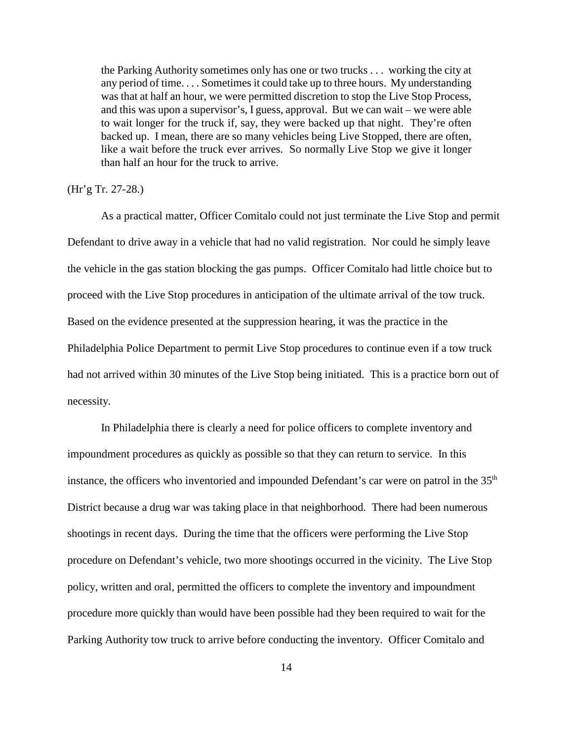> the Parking Authority sometimes only has one or two trucks . . . working the city at any period of time. . . . Sometimes it could take up to three hours. My understanding was that at half an hour, we were permitted discretion to stop the Live Stop Process, and this was upon a supervisor's, I guess, approval. But we can wait – we were able to wait longer for the truck if, say, they were backed up that night. They're often backed up. I mean, there are so many vehicles being Live Stopped, there are often, like a wait before the truck ever arrives. So normally Live Stop we give it longer than half an hour for the truck to arrive.

(Hr'g Tr. 27-28.)

As a practical matter, Officer Comitalo could not just terminate the Live Stop and permit Defendant to drive away in a vehicle that had no valid registration. Nor could he simply leave the vehicle in the gas station blocking the gas pumps. Officer Comitalo had little choice but to proceed with the Live Stop procedures in anticipation of the ultimate arrival of the tow truck. Based on the evidence presented at the suppression hearing, it was the practice in the Philadelphia Police Department to permit Live Stop procedures to continue even if a tow truck had not arrived within 30 minutes of the Live Stop being initiated. This is a practice born out of necessity.

In Philadelphia there is clearly a need for police officers to complete inventory and impoundment procedures as quickly as possible so that they can return to service. In this instance, the officers who inventoried and impounded Defendant's car were on patrol in the 35th District because a drug war was taking place in that neighborhood. There had been numerous shootings in recent days. During the time that the officers were performing the Live Stop procedure on Defendant's vehicle, two more shootings occurred in the vicinity. The Live Stop policy, written and oral, permitted the officers to complete the inventory and impoundment procedure more quickly than would have been possible had they been required to wait for the Parking Authority tow truck to arrive before conducting the inventory. Officer Comitalo and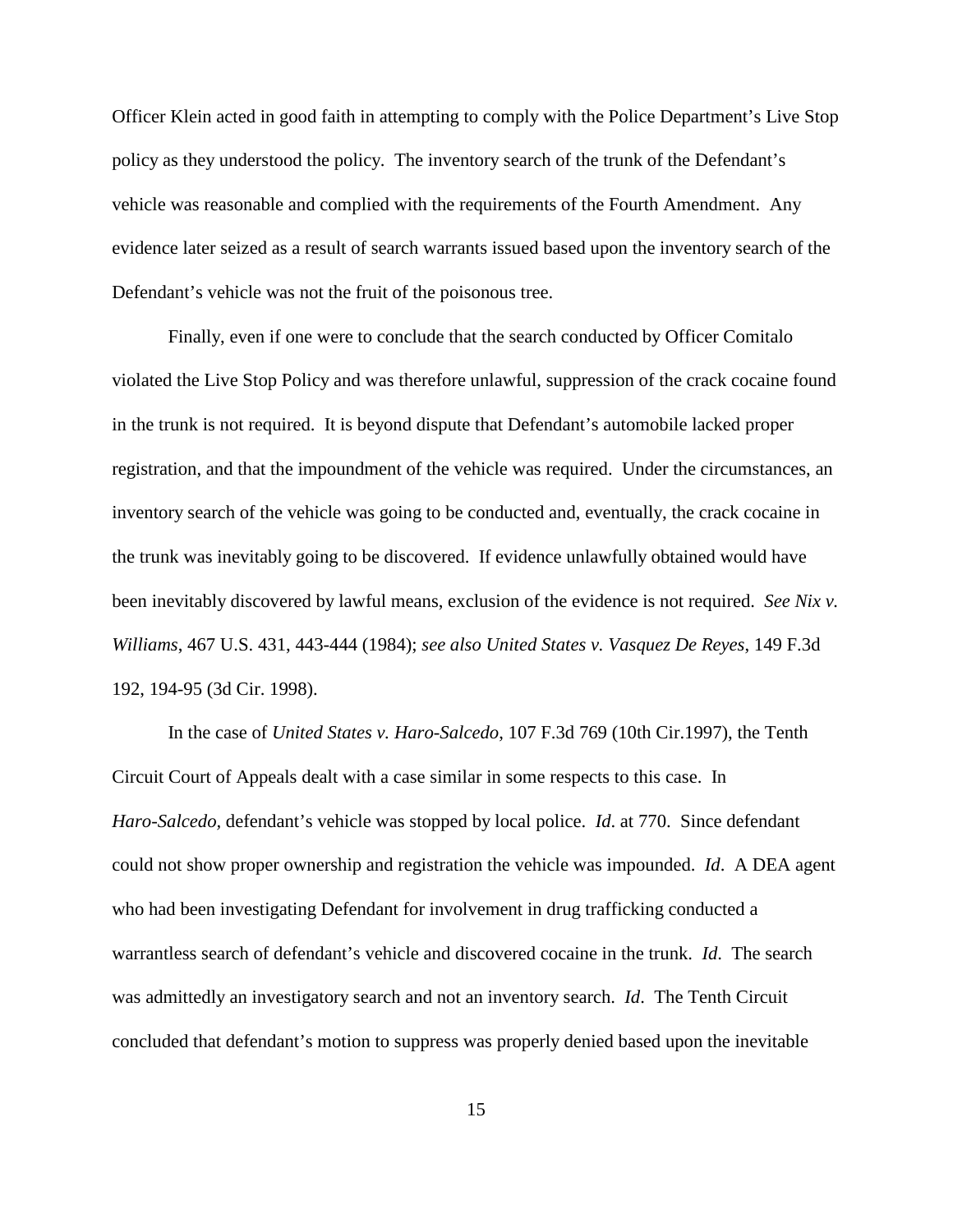Officer Klein acted in good faith in attempting to comply with the Police Department's Live Stop policy as they understood the policy. The inventory search of the trunk of the Defendant's vehicle was reasonable and complied with the requirements of the Fourth Amendment. Any evidence later seized as a result of search warrants issued based upon the inventory search of the Defendant's vehicle was not the fruit of the poisonous tree.

Finally, even if one were to conclude that the search conducted by Officer Comitalo violated the Live Stop Policy and was therefore unlawful, suppression of the crack cocaine found in the trunk is not required. It is beyond dispute that Defendant's automobile lacked proper registration, and that the impoundment of the vehicle was required. Under the circumstances, an inventory search of the vehicle was going to be conducted and, eventually, the crack cocaine in the trunk was inevitably going to be discovered. If evidence unlawfully obtained would have been inevitably discovered by lawful means, exclusion of the evidence is not required. *See Nix v. Williams*, 467 U.S. 431, 443-444 (1984); *see also United States v. Vasquez De Reyes*, 149 F.3d 192, 194-95 (3d Cir. 1998).

In the case of *United States v. Haro-Salcedo*, 107 F.3d 769 (10th Cir.1997), the Tenth Circuit Court of Appeals dealt with a case similar in some respects to this case. In *Haro-Salcedo*, defendant's vehicle was stopped by local police. *Id*. at 770. Since defendant could not show proper ownership and registration the vehicle was impounded. *Id*. A DEA agent who had been investigating Defendant for involvement in drug trafficking conducted a warrantless search of defendant's vehicle and discovered cocaine in the trunk. *Id*. The search was admittedly an investigatory search and not an inventory search. *Id*. The Tenth Circuit concluded that defendant's motion to suppress was properly denied based upon the inevitable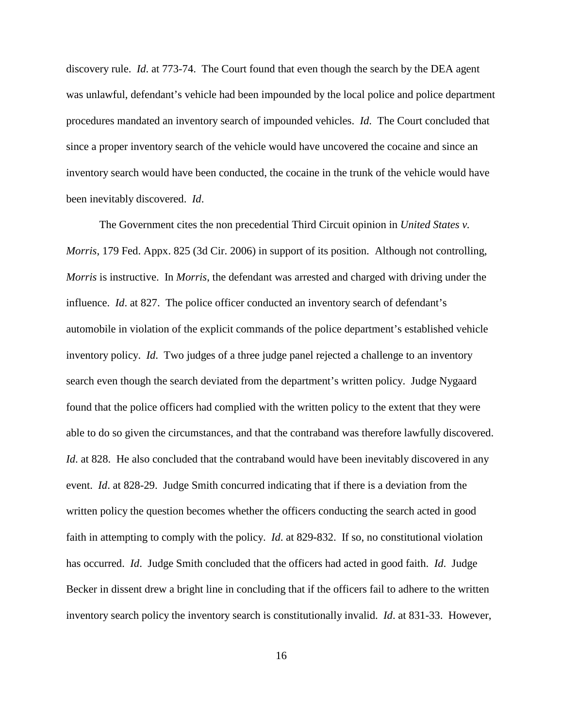discovery rule. *Id*. at 773-74. The Court found that even though the search by the DEA agent was unlawful, defendant's vehicle had been impounded by the local police and police department procedures mandated an inventory search of impounded vehicles. *Id*. The Court concluded that since a proper inventory search of the vehicle would have uncovered the cocaine and since an inventory search would have been conducted, the cocaine in the trunk of the vehicle would have been inevitably discovered. *Id*.

The Government cites the non precedential Third Circuit opinion in *United States v. Morris*, 179 Fed. Appx. 825 (3d Cir. 2006) in support of its position. Although not controlling, *Morris* is instructive. In *Morris*, the defendant was arrested and charged with driving under the influence. *Id*. at 827. The police officer conducted an inventory search of defendant's automobile in violation of the explicit commands of the police department's established vehicle inventory policy. *Id.* Two judges of a three judge panel rejected a challenge to an inventory search even though the search deviated from the department's written policy. Judge Nygaard found that the police officers had complied with the written policy to the extent that they were able to do so given the circumstances, and that the contraband was therefore lawfully discovered. *Id*. at 828. He also concluded that the contraband would have been inevitably discovered in any event. *Id*. at 828-29. Judge Smith concurred indicating that if there is a deviation from the written policy the question becomes whether the officers conducting the search acted in good faith in attempting to comply with the policy. *Id*. at 829-832. If so, no constitutional violation has occurred. *Id*. Judge Smith concluded that the officers had acted in good faith. *Id.* Judge Becker in dissent drew a bright line in concluding that if the officers fail to adhere to the written inventory search policy the inventory search is constitutionally invalid. *Id*. at 831-33. However,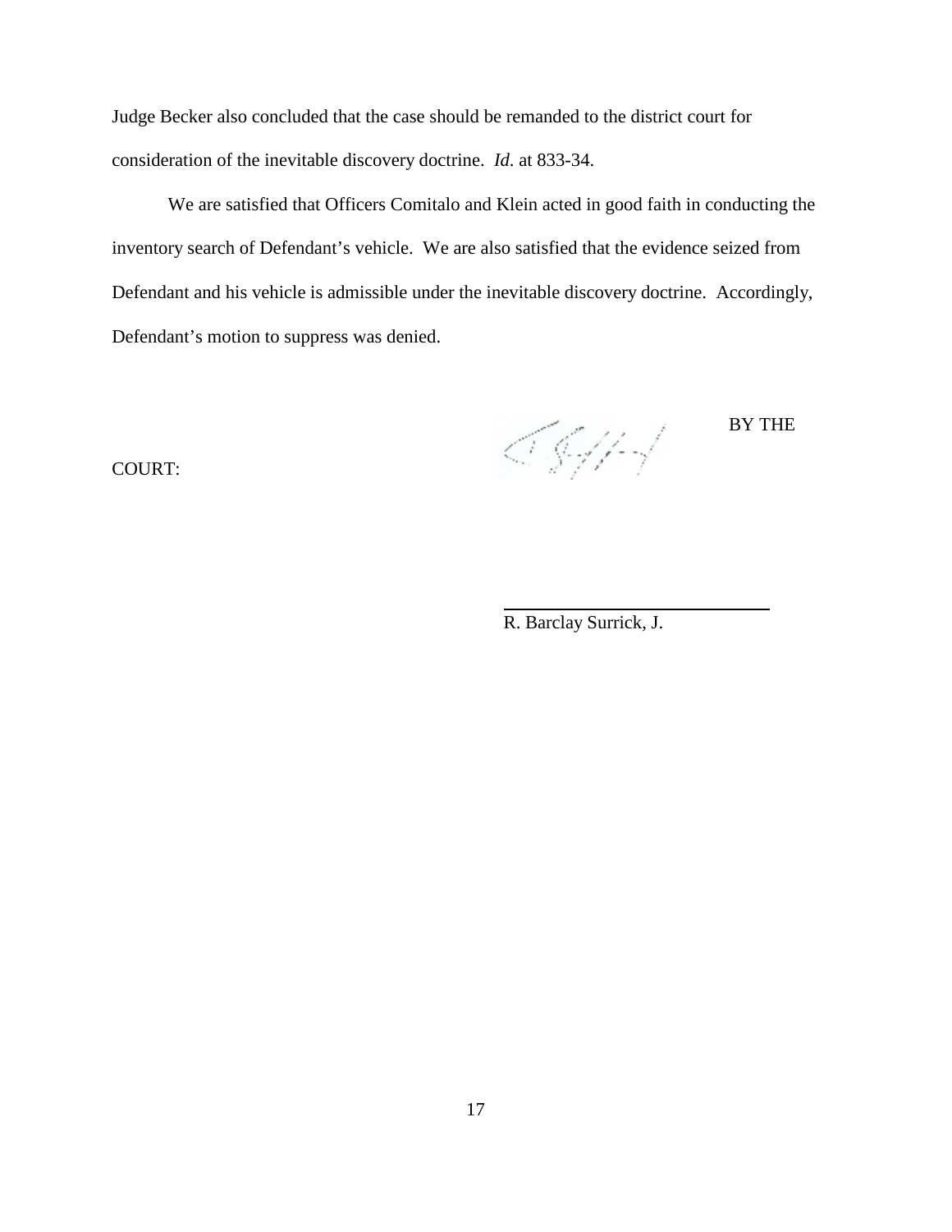Judge Becker also concluded that the case should be remanded to the district court for consideration of the inevitable discovery doctrine. *Id*. at 833-34.

We are satisfied that Officers Comitalo and Klein acted in good faith in conducting the inventory search of Defendant's vehicle. We are also satisfied that the evidence seized from Defendant and his vehicle is admissible under the inevitable discovery doctrine. Accordingly, Defendant's motion to suppress was denied.

BY THE COURT:

R. Barclay Surrick, J.